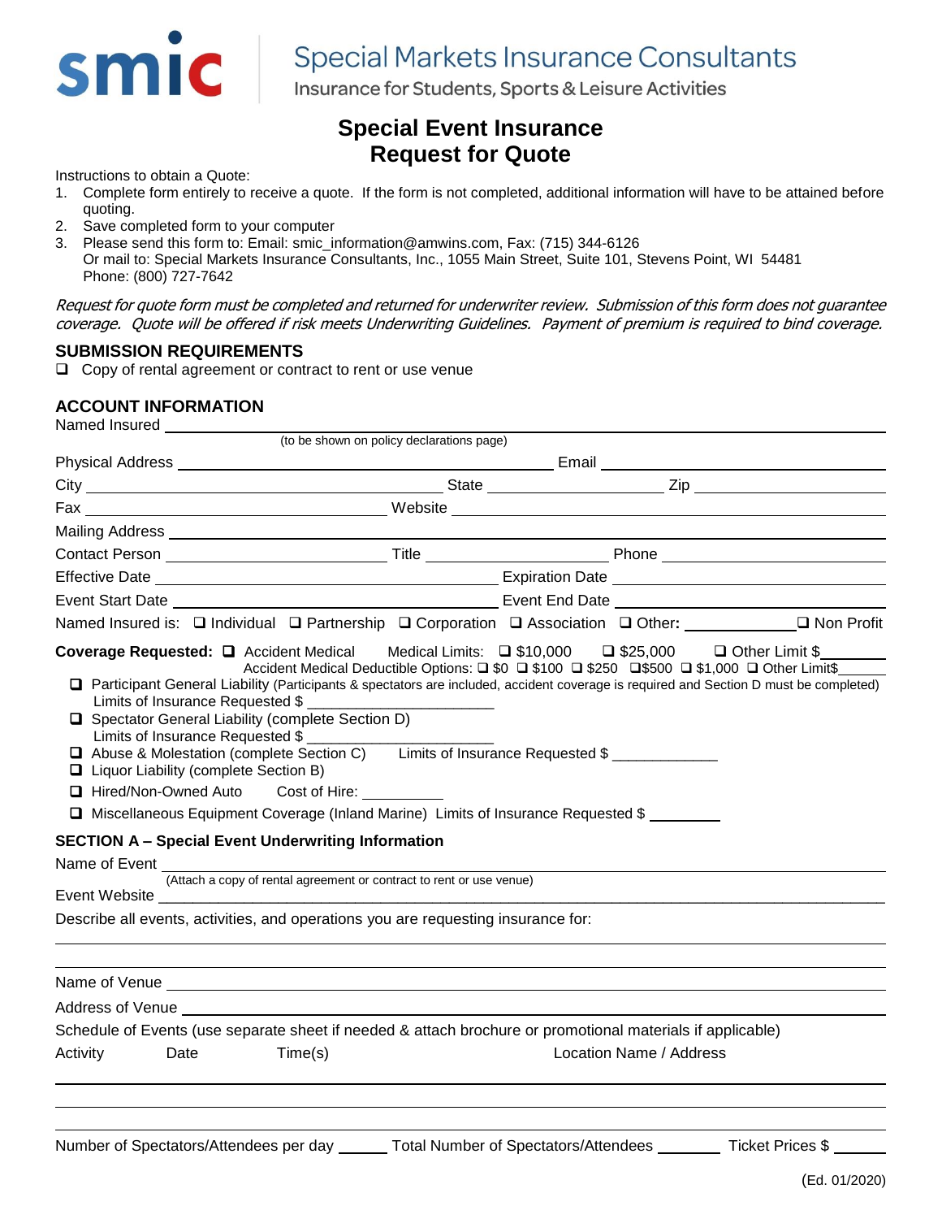smic **Special Markets Insurance Consultants**
Insurance for Students, Sports & Leisure Activities

# Special Event Insurance
# Request for Quote

Instructions to obtain a Quote:

1. Complete form entirely to receive a quote. If the form is not completed, additional information will have to be attained before quoting.
2. Save completed form to your computer
3. Please send this form to: Email: smic_information@amwins.com, Fax: (715) 344-6126
   Or mail to: Special Markets Insurance Consultants, Inc., 1055 Main Street, Suite 101, Stevens Point, WI 54481
   Phone: (800) 727-7642

*Request for quote form must be completed and returned for underwriter review. Submission of this form does not guarantee coverage. Quote will be offered if risk meets Underwriting Guidelines. Payment of premium is required to bind coverage.*

## SUBMISSION REQUIREMENTS

❑ Copy of rental agreement or contract to rent or use venue

## ACCOUNT INFORMATION

Named Insured ______________________________
(to be shown on policy declarations page)

Physical Address ______________________________ Email ______________________________

City ______________________________ State ______________ Zip ______________

Fax ______________________________ Website ______________________________

Mailing Address ______________________________

Contact Person ______________ Title ______________ Phone ______________

Effective Date ______________________________ Expiration Date ______________________________

Event Start Date ______________________________ Event End Date ______________________________

Named Insured is: ❑ Individual ❑ Partnership ❑ Corporation ❑ Association ❑ Other: ______________ ❑ Non Profit

**Coverage Requested:** ❑ Accident Medical   Medical Limits: ❑ $10,000 ❑ $25,000 ❑ Other Limit $________
Accident Medical Deductible Options: ❑ $0 ❑ $100 ❑ $250 ❑ $500 ❑ $1,000 ❑ Other Limit$________

❑ Participant General Liability (Participants & spectators are included, accident coverage is required and Section D must be completed)
   Limits of Insurance Requested $ ______________________

❑ Spectator General Liability (complete Section D)
   Limits of Insurance Requested $ ______________________

❑ Abuse & Molestation (complete Section C)   Limits of Insurance Requested $ ____________

❑ Liquor Liability (complete Section B)

❑ Hired/Non-Owned Auto   Cost of Hire: __________

❑ Miscellaneous Equipment Coverage (Inland Marine) Limits of Insurance Requested $ _________

### SECTION A – Special Event Underwriting Information

Name of Event ______________________________
(Attach a copy of rental agreement or contract to rent or use venue)

Event Website ______________________________

Describe all events, activities, and operations you are requesting insurance for:

______________________________

______________________________

Name of Venue ______________________________

Address of Venue ______________________________

Schedule of Events (use separate sheet if needed & attach brochure or promotional materials if applicable)

| Activity | Date | Time(s) | Location Name / Address |
| --- | --- | --- | --- |
| | | | |
| | | | |
| | | | |

Number of Spectators/Attendees per day ______ Total Number of Spectators/Attendees ________ Ticket Prices $ ______

(Ed. 01/2020)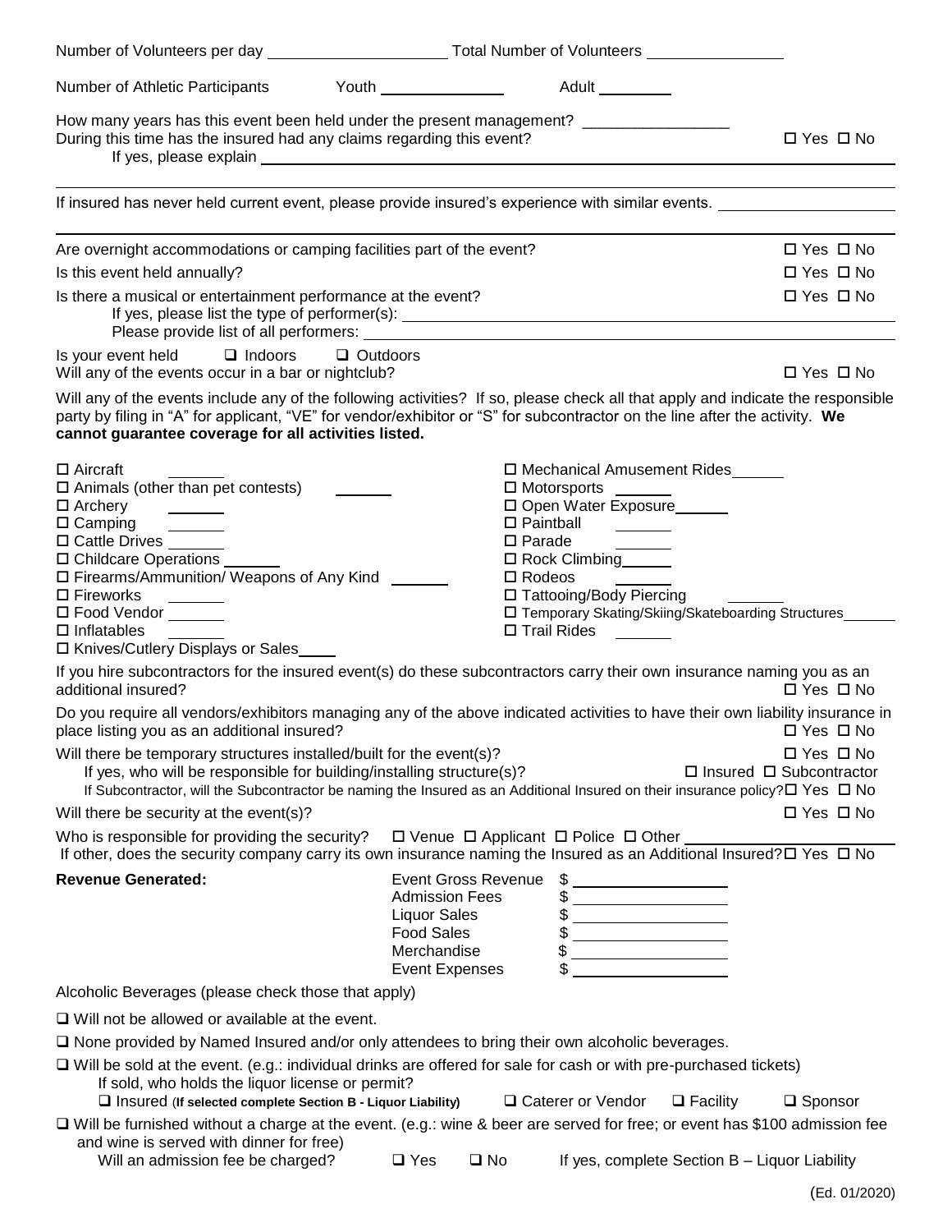Number of Volunteers per day ____________________ Total Number of Volunteers _______________

Number of Athletic Participants Youth _______________ Adult _________

How many years has this event been held under the present management? _________________

During this time has the insured had any claims regarding this event? ☐ Yes ☐ No

If yes, please explain ____________________________________________________________

If insured has never held current event, please provide insured's experience with similar events. ____________________

Are overnight accommodations or camping facilities part of the event? ☐ Yes ☐ No

Is this event held annually? ☐ Yes ☐ No

Is there a musical or entertainment performance at the event? ☐ Yes ☐ No

If yes, please list the type of performer(s): ____________________________________________

Please provide list of all performers: ____________________________________________

Is your event held ☐ Indoors ☐ Outdoors

Will any of the events occur in a bar or nightclub? ☐ Yes ☐ No

Will any of the events include any of the following activities? If so, please check all that apply and indicate the responsible party by filing in "A" for applicant, "VE" for vendor/exhibitor or "S" for subcontractor on the line after the activity. **We cannot guarantee coverage for all activities listed.**

- ☐ Aircraft _______
- ☐ Animals (other than pet contests) _______
- ☐ Archery _______
- ☐ Camping _______
- ☐ Cattle Drives _______
- ☐ Childcare Operations _______
- ☐ Firearms/Ammunition/ Weapons of Any Kind _______
- ☐ Fireworks _______
- ☐ Food Vendor _______
- ☐ Inflatables _______
- ☐ Knives/Cutlery Displays or Sales_____
- ☐ Mechanical Amusement Rides_______
- ☐ Motorsports _______
- ☐ Open Water Exposure_______
- ☐ Paintball _______
- ☐ Parade _______
- ☐ Rock Climbing_______
- ☐ Rodeos _______
- ☐ Tattooing/Body Piercing _______
- ☐ Temporary Skating/Skiing/Skateboarding Structures_______
- ☐ Trail Rides _______

If you hire subcontractors for the insured event(s) do these subcontractors carry their own insurance naming you as an additional insured? ☐ Yes ☐ No

Do you require all vendors/exhibitors managing any of the above indicated activities to have their own liability insurance in place listing you as an additional insured? ☐ Yes ☐ No

Will there be temporary structures installed/built for the event(s)? ☐ Yes ☐ No

If yes, who will be responsible for building/installing structure(s)? ☐ Insured ☐ Subcontractor

If Subcontractor, will the Subcontractor be naming the Insured as an Additional Insured on their insurance policy? ☐ Yes ☐ No

Will there be security at the event(s)? ☐ Yes ☐ No

Who is responsible for providing the security? ☐ Venue ☐ Applicant ☐ Police ☐ Other ____________________

If other, does the security company carry its own insurance naming the Insured as an Additional Insured? ☐ Yes ☐ No

**Revenue Generated:**

| | |
|---|---|
| Event Gross Revenue | $ ________________ |
| Admission Fees | $ ________________ |
| Liquor Sales | $ ________________ |
| Food Sales | $ ________________ |
| Merchandise | $ ________________ |
| Event Expenses | $ ________________ |

Alcoholic Beverages (please check those that apply)

☐ Will not be allowed or available at the event.

☐ None provided by Named Insured and/or only attendees to bring their own alcoholic beverages.

☐ Will be sold at the event. (e.g.: individual drinks are offered for sale for cash or with pre-purchased tickets)

If sold, who holds the liquor license or permit?

☐ Insured (**If selected complete Section B - Liquor Liability**) ☐ Caterer or Vendor ☐ Facility ☐ Sponsor

☐ Will be furnished without a charge at the event. (e.g.: wine & beer are served for free; or event has $100 admission fee and wine is served with dinner for free)

Will an admission fee be charged? ☐ Yes ☐ No If yes, complete Section B – Liquor Liability

(Ed. 01/2020)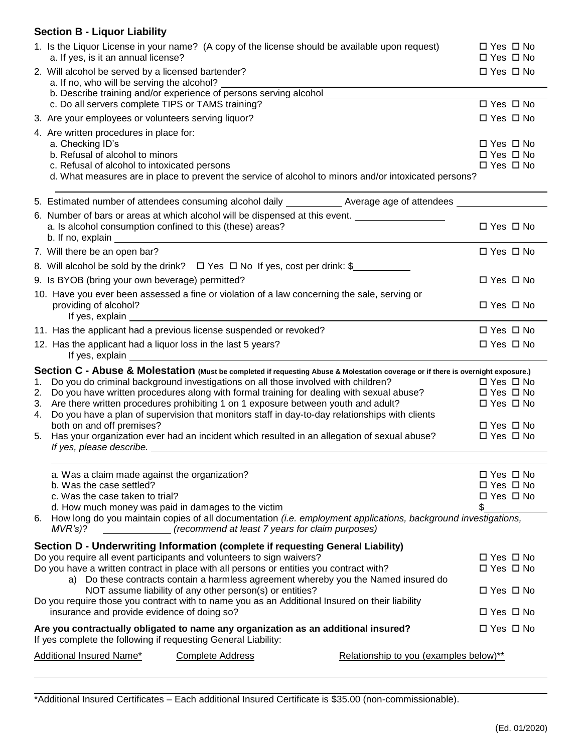## Section B - Liquor Liability

1. Is the Liquor License in your name? (A copy of the license should be available upon request) ☐ Yes ☐ No
   a. If yes, is it an annual license? ☐ Yes ☐ No
2. Will alcohol be served by a licensed bartender? ☐ Yes ☐ No
   a. If no, who will be serving the alcohol? ______
   b. Describe training and/or experience of persons serving alcohol ______
   c. Do all servers complete TIPS or TAMS training? ☐ Yes ☐ No
3. Are your employees or volunteers serving liquor? ☐ Yes ☐ No
4. Are written procedures in place for:
   a. Checking ID's ☐ Yes ☐ No
   b. Refusal of alcohol to minors ☐ Yes ☐ No
   c. Refusal of alcohol to intoxicated persons ☐ Yes ☐ No
   d. What measures are in place to prevent the service of alcohol to minors and/or intoxicated persons?
   ______
5. Estimated number of attendees consuming alcohol daily ______ Average age of attendees ______
6. Number of bars or areas at which alcohol will be dispensed at this event. ______
   a. Is alcohol consumption confined to this (these) areas? ☐ Yes ☐ No
   b. If no, explain ______
7. Will there be an open bar? ☐ Yes ☐ No
8. Will alcohol be sold by the drink? ☐ Yes ☐ No If yes, cost per drink: $______
9. Is BYOB (bring your own beverage) permitted? ☐ Yes ☐ No
10. Have you ever been assessed a fine or violation of a law concerning the sale, serving or providing of alcohol? ☐ Yes ☐ No
    If yes, explain ______
11. Has the applicant had a previous license suspended or revoked? ☐ Yes ☐ No
12. Has the applicant had a liquor loss in the last 5 years? ☐ Yes ☐ No
    If yes, explain ______

## Section C - Abuse & Molestation (Must be completed if requesting Abuse & Molestation coverage or if there is overnight exposure.)

1. Do you do criminal background investigations on all those involved with children? ☐ Yes ☐ No
2. Do you have written procedures along with formal training for dealing with sexual abuse? ☐ Yes ☐ No
3. Are there written procedures prohibiting 1 on 1 exposure between youth and adult? ☐ Yes ☐ No
4. Do you have a plan of supervision that monitors staff in day-to-day relationships with clients both on and off premises? ☐ Yes ☐ No
5. Has your organization ever had an incident which resulted in an allegation of sexual abuse? ☐ Yes ☐ No
   *If yes, please describe.* ______
   ______
   a. Was a claim made against the organization? ☐ Yes ☐ No
   b. Was the case settled? ☐ Yes ☐ No
   c. Was the case taken to trial? ☐ Yes ☐ No
   d. How much money was paid in damages to the victim $______
6. How long do you maintain copies of all documentation *(i.e. employment applications, background investigations, MVR's)*? ______ *(recommend at least 7 years for claim purposes)*

## Section D - Underwriting Information (complete if requesting General Liability)

Do you require all event participants and volunteers to sign waivers? ☐ Yes ☐ No

Do you have a written contract in place with all persons or entities you contract with? ☐ Yes ☐ No

a) Do these contracts contain a harmless agreement whereby you the Named insured do NOT assume liability of any other person(s) or entities? ☐ Yes ☐ No

Do you require those you contract with to name you as an Additional Insured on their liability insurance and provide evidence of doing so? ☐ Yes ☐ No

**Are you contractually obligated to name any organization as an additional insured?** ☐ Yes ☐ No

If yes complete the following if requesting General Liability:

| Additional Insured Name* | Complete Address | Relationship to you (examples below)** |
|---|---|---|
| | | |
| | | |

*Additional Insured Certificates – Each additional Insured Certificate is $35.00 (non-commissionable).

(Ed. 01/2020)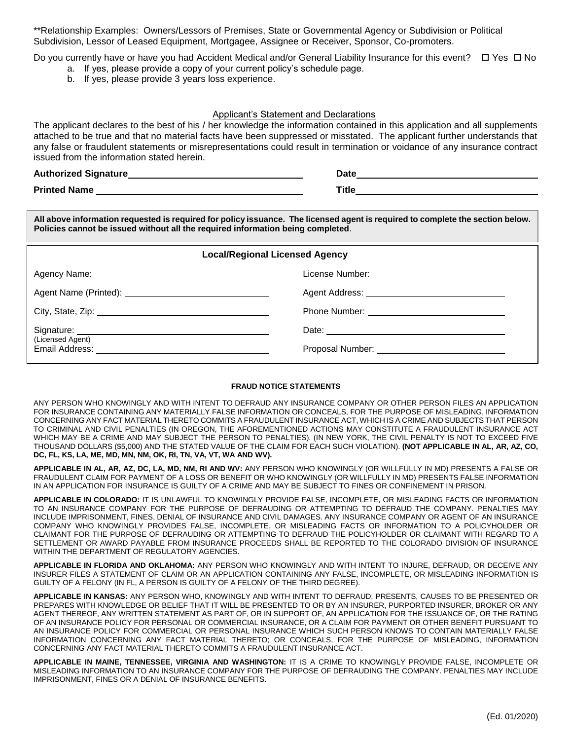**Relationship Examples: Owners/Lessors of Premises, State or Governmental Agency or Subdivision or Political Subdivision, Lessor of Leased Equipment, Mortgagee, Assignee or Receiver, Sponsor, Co-promoters.

Do you currently have or have you had Accident Medical and/or General Liability Insurance for this event? ☐ Yes ☐ No

a. If yes, please provide a copy of your current policy's schedule page.
b. If yes, please provide 3 years loss experience.

Applicant's Statement and Declarations

The applicant declares to the best of his / her knowledge the information contained in this application and all supplements attached to be true and that no material facts have been suppressed or misstated. The applicant further understands that any false or fraudulent statements or misrepresentations could result in termination or voidance of any insurance contract issued from the information stated herein.

**Authorized Signature** ______________________ **Date** ______________________

**Printed Name** ______________________ **Title** ______________________

**All above information requested is required for policy issuance. The licensed agent is required to complete the section below. Policies cannot be issued without all the required information being completed**.

**Local/Regional Licensed Agency**

| | |
|---|---|
| Agency Name: ______________________ | License Number: ______________________ |
| Agent Name (Printed): ______________________ | Agent Address: ______________________ |
| City, State, Zip: ______________________ | Phone Number: ______________________ |
| Signature: ______________________ (Licensed Agent) | Date: ______________________ |
| Email Address: ______________________ | Proposal Number: ______________________ |

**FRAUD NOTICE STATEMENTS**

ANY PERSON WHO KNOWINGLY AND WITH INTENT TO DEFRAUD ANY INSURANCE COMPANY OR OTHER PERSON FILES AN APPLICATION FOR INSURANCE CONTAINING ANY MATERIALLY FALSE INFORMATION OR CONCEALS, FOR THE PURPOSE OF MISLEADING, INFORMATION CONCERNING ANY FACT MATERIAL THERETO COMMITS A FRAUDULENT INSURANCE ACT, WHICH IS A CRIME AND SUBJECTS THAT PERSON TO CRIMINAL AND CIVIL PENALTIES (IN OREGON, THE AFOREMENTIONED ACTIONS MAY CONSTITUTE A FRAUDULENT INSURANCE ACT WHICH MAY BE A CRIME AND MAY SUBJECT THE PERSON TO PENALTIES). (IN NEW YORK, THE CIVIL PENALTY IS NOT TO EXCEED FIVE THOUSAND DOLLARS ($5,000) AND THE STATED VALUE OF THE CLAIM FOR EACH SUCH VIOLATION). **(NOT APPLICABLE IN AL, AR, AZ, CO, DC, FL, KS, LA, ME, MD, MN, NM, OK, RI, TN, VA, VT, WA AND WV).**

**APPLICABLE IN AL, AR, AZ, DC, LA, MD, NM, RI AND WV:** ANY PERSON WHO KNOWINGLY (OR WILLFULLY IN MD) PRESENTS A FALSE OR FRAUDULENT CLAIM FOR PAYMENT OF A LOSS OR BENEFIT OR WHO KNOWINGLY (OR WILLFULLY IN MD) PRESENTS FALSE INFORMATION IN AN APPLICATION FOR INSURANCE IS GUILTY OF A CRIME AND MAY BE SUBJECT TO FINES OR CONFINEMENT IN PRISON.

**APPLICABLE IN COLORADO:** IT IS UNLAWFUL TO KNOWINGLY PROVIDE FALSE, INCOMPLETE, OR MISLEADING FACTS OR INFORMATION TO AN INSURANCE COMPANY FOR THE PURPOSE OF DEFRAUDING OR ATTEMPTING TO DEFRAUD THE COMPANY. PENALTIES MAY INCLUDE IMPRISONMENT, FINES, DENIAL OF INSURANCE AND CIVIL DAMAGES. ANY INSURANCE COMPANY OR AGENT OF AN INSURANCE COMPANY WHO KNOWINGLY PROVIDES FALSE, INCOMPLETE, OR MISLEADING FACTS OR INFORMATION TO A POLICYHOLDER OR CLAIMANT FOR THE PURPOSE OF DEFRAUDING OR ATTEMPTING TO DEFRAUD THE POLICYHOLDER OR CLAIMANT WITH REGARD TO A SETTLEMENT OR AWARD PAYABLE FROM INSURANCE PROCEEDS SHALL BE REPORTED TO THE COLORADO DIVISION OF INSURANCE WITHIN THE DEPARTMENT OF REGULATORY AGENCIES.

**APPLICABLE IN FLORIDA AND OKLAHOMA:** ANY PERSON WHO KNOWINGLY AND WITH INTENT TO INJURE, DEFRAUD, OR DECEIVE ANY INSURER FILES A STATEMENT OF CLAIM OR AN APPLICATION CONTAINING ANY FALSE, INCOMPLETE, OR MISLEADING INFORMATION IS GUILTY OF A FELONY (IN FL, A PERSON IS GUILTY OF A FELONY OF THE THIRD DEGREE).

**APPLICABLE IN KANSAS:** ANY PERSON WHO, KNOWINGLY AND WITH INTENT TO DEFRAUD, PRESENTS, CAUSES TO BE PRESENTED OR PREPARES WITH KNOWLEDGE OR BELIEF THAT IT WILL BE PRESENTED TO OR BY AN INSURER, PURPORTED INSURER, BROKER OR ANY AGENT THEREOF, ANY WRITTEN STATEMENT AS PART OF, OR IN SUPPORT OF, AN APPLICATION FOR THE ISSUANCE OF, OR THE RATING OF AN INSURANCE POLICY FOR PERSONAL OR COMMERCIAL INSURANCE, OR A CLAIM FOR PAYMENT OR OTHER BENEFIT PURSUANT TO AN INSURANCE POLICY FOR COMMERCIAL OR PERSONAL INSURANCE WHICH SUCH PERSON KNOWS TO CONTAIN MATERIALLY FALSE INFORMATION CONCERNING ANY FACT MATERIAL THERETO; OR CONCEALS, FOR THE PURPOSE OF MISLEADING, INFORMATION CONCERNING ANY FACT MATERIAL THERETO COMMITS A FRAUDULENT INSURANCE ACT.

**APPLICABLE IN MAINE, TENNESSEE, VIRGINIA AND WASHINGTON:** IT IS A CRIME TO KNOWINGLY PROVIDE FALSE, INCOMPLETE OR MISLEADING INFORMATION TO AN INSURANCE COMPANY FOR THE PURPOSE OF DEFRAUDING THE COMPANY. PENALTIES MAY INCLUDE IMPRISONMENT, FINES OR A DENIAL OF INSURANCE BENEFITS.

(Ed. 01/2020)